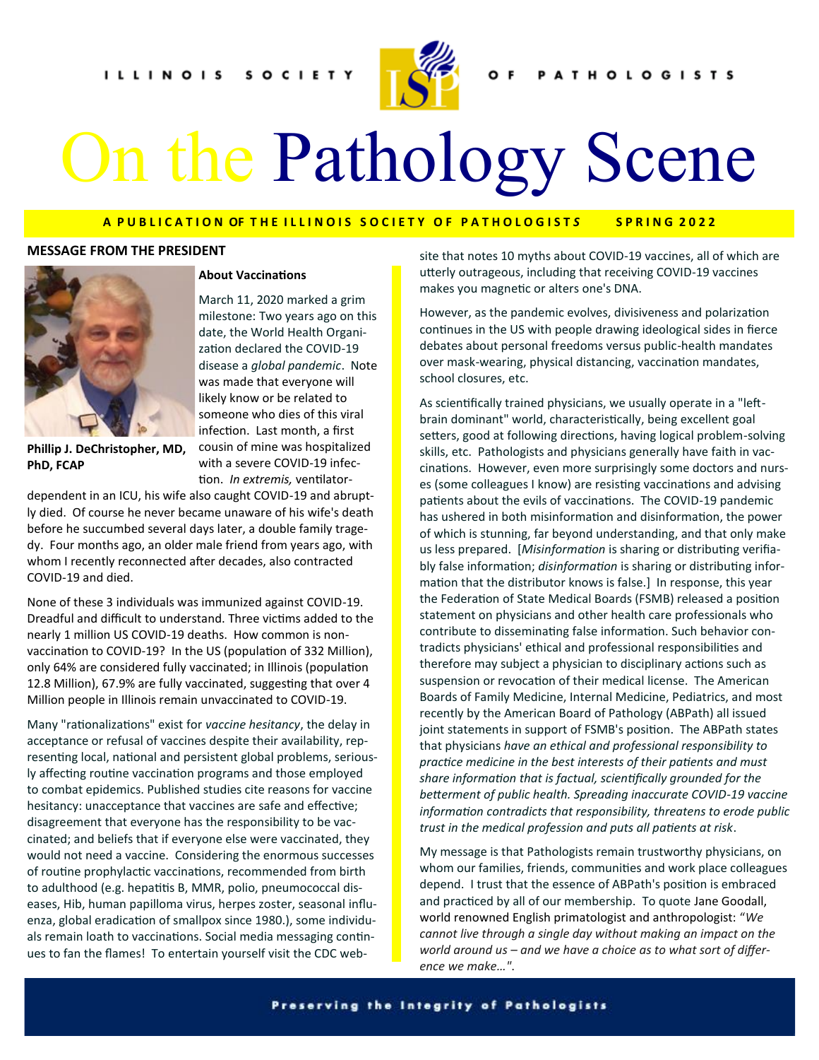ILLINOIS SOCIETY OF PATHOLOGISTS

# On the Pathology Scene

**A PUBLICATION OF THE ILLINOIS SOCIETY OF PATHOLOGISTS SPRING 2022**

## MESSAGE FROM THE PRESIDENT

**Phillip J. DeChristopher, MD, PhD, FCAP**

### About Vaccinations

March 11, 2020 marked a grim milestone: Two years ago on this date, the World Health Organization declared the COVID-19 disease a *global pandemic*. Note was made that everyone will likely know or be related to someone who dies of this viral infection. Last month, a first cousin of mine was hospitalized with a severe COVID-19 infection. *In extremis,* ventilator-dependent in an ICU, his wife also caught COVID-19 and abruptly died. Of course he never became unaware of his wife's death before he succumbed several days later, a double family tragedy. Four months ago, an older male friend from years ago, with whom I recently reconnected after decades, also contracted COVID-19 and died.

None of these 3 individuals was immunized against COVID-19. Dreadful and difficult to understand. Three victims added to the nearly 1 million US COVID-19 deaths. How common is non-vaccination to COVID-19? In the US (population of 332 Million), only 64% are considered fully vaccinated; in Illinois (population 12.8 Million), 67.9% are fully vaccinated, suggesting that over 4 Million people in Illinois remain unvaccinated to COVID-19.

Many "rationalizations" exist for *vaccine hesitancy*, the delay in acceptance or refusal of vaccines despite their availability, representing local, national and persistent global problems, seriously affecting routine vaccination programs and those employed to combat epidemics. Published studies cite reasons for vaccine hesitancy: unacceptance that vaccines are safe and effective; disagreement that everyone has the responsibility to be vaccinated; and beliefs that if everyone else were vaccinated, they would not need a vaccine. Considering the enormous successes of routine prophylactic vaccinations, recommended from birth to adulthood (e.g. hepatitis B, MMR, polio, pneumococcal diseases, Hib, human papilloma virus, herpes zoster, seasonal influenza, global eradication of smallpox since 1980.), some individuals remain loath to vaccinations. Social media messaging continues to fan the flames! To entertain yourself visit the CDC website that notes 10 myths about COVID-19 vaccines, all of which are utterly outrageous, including that receiving COVID-19 vaccines makes you magnetic or alters one's DNA.

However, as the pandemic evolves, divisiveness and polarization continues in the US with people drawing ideological sides in fierce debates about personal freedoms versus public-health mandates over mask-wearing, physical distancing, vaccination mandates, school closures, etc.

As scientifically trained physicians, we usually operate in a "left-brain dominant" world, characteristically, being excellent goal setters, good at following directions, having logical problem-solving skills, etc. Pathologists and physicians generally have faith in vaccinations. However, even more surprisingly some doctors and nurses (some colleagues I know) are resisting vaccinations and advising patients about the evils of vaccinations. The COVID-19 pandemic has ushered in both misinformation and disinformation, the power of which is stunning, far beyond understanding, and that only make us less prepared. [*Misinformation* is sharing or distributing verifiably false information; *disinformation* is sharing or distributing information that the distributor knows is false.] In response, this year the Federation of State Medical Boards (FSMB) released a position statement on physicians and other health care professionals who contribute to disseminating false information. Such behavior contradicts physicians' ethical and professional responsibilities and therefore may subject a physician to disciplinary actions such as suspension or revocation of their medical license. The American Boards of Family Medicine, Internal Medicine, Pediatrics, and most recently by the American Board of Pathology (ABPath) all issued joint statements in support of FSMB's position. The ABPath states that physicians *have an ethical and professional responsibility to practice medicine in the best interests of their patients and must share information that is factual, scientifically grounded for the betterment of public health. Spreading inaccurate COVID-19 vaccine information contradicts that responsibility, threatens to erode public trust in the medical profession and puts all patients at risk*.

My message is that Pathologists remain trustworthy physicians, on whom our families, friends, communities and work place colleagues depend. I trust that the essence of ABPath's position is embraced and practiced by all of our membership. To quote Jane Goodall, world renowned English primatologist and anthropologist: "*We cannot live through a single day without making an impact on the world around us – and we have a choice as to what sort of difference we make…*".

Preserving the Integrity of Pathologists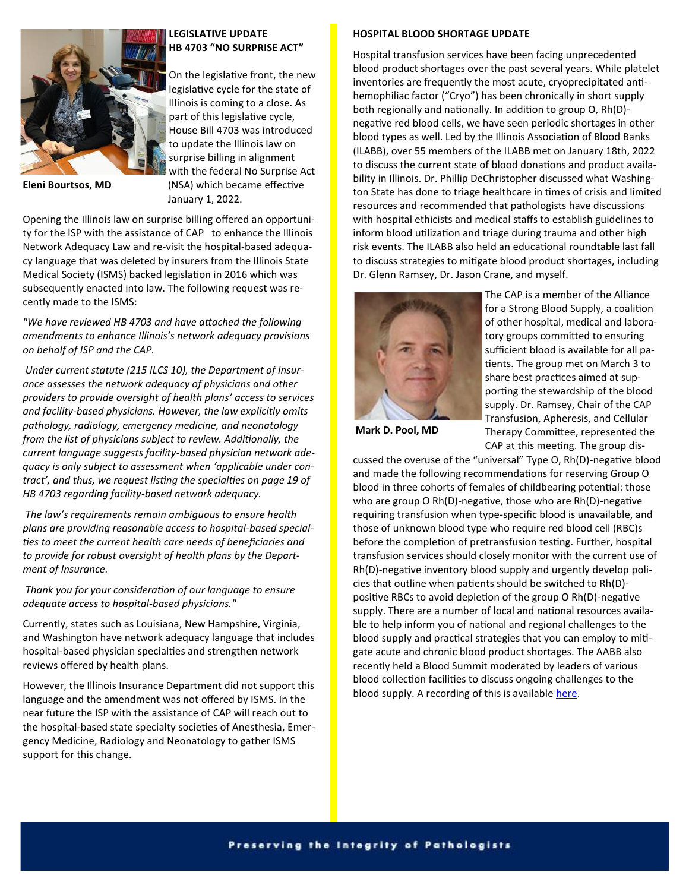## LEGISLATIVE UPDATE
## HB 4703 "NO SURPRISE ACT"

**Eleni Bourtsos, MD**

On the legislative front, the new legislative cycle for the state of Illinois is coming to a close. As part of this legislative cycle, House Bill 4703 was introduced to update the Illinois law on surprise billing in alignment with the federal No Surprise Act (NSA) which became effective January 1, 2022.

Opening the Illinois law on surprise billing offered an opportunity for the ISP with the assistance of CAP to enhance the Illinois Network Adequacy Law and re-visit the hospital-based adequacy language that was deleted by insurers from the Illinois State Medical Society (ISMS) backed legislation in 2016 which was subsequently enacted into law. The following request was recently made to the ISMS:

*"We have reviewed HB 4703 and have attached the following amendments to enhance Illinois's network adequacy provisions on behalf of ISP and the CAP.*

*Under current statute (215 ILCS 10), the Department of Insurance assesses the network adequacy of physicians and other providers to provide oversight of health plans' access to services and facility-based physicians. However, the law explicitly omits pathology, radiology, emergency medicine, and neonatology from the list of physicians subject to review. Additionally, the current language suggests facility-based physician network adequacy is only subject to assessment when 'applicable under contract', and thus, we request listing the specialties on page 19 of HB 4703 regarding facility-based network adequacy.*

*The law's requirements remain ambiguous to ensure health plans are providing reasonable access to hospital-based specialties to meet the current health care needs of beneficiaries and to provide for robust oversight of health plans by the Department of Insurance.*

*Thank you for your consideration of our language to ensure adequate access to hospital-based physicians."*

Currently, states such as Louisiana, New Hampshire, Virginia, and Washington have network adequacy language that includes hospital-based physician specialties and strengthen network reviews offered by health plans.

However, the Illinois Insurance Department did not support this language and the amendment was not offered by ISMS. In the near future the ISP with the assistance of CAP will reach out to the hospital-based state specialty societies of Anesthesia, Emergency Medicine, Radiology and Neonatology to gather ISMS support for this change.

## HOSPITAL BLOOD SHORTAGE UPDATE

Hospital transfusion services have been facing unprecedented blood product shortages over the past several years. While platelet inventories are frequently the most acute, cryoprecipitated anti-hemophiliac factor ("Cryo") has been chronically in short supply both regionally and nationally. In addition to group O, Rh(D)-negative red blood cells, we have seen periodic shortages in other blood types as well. Led by the Illinois Association of Blood Banks (ILABB), over 55 members of the ILABB met on January 18th, 2022 to discuss the current state of blood donations and product availability in Illinois. Dr. Phillip DeChristopher discussed what Washington State has done to triage healthcare in times of crisis and limited resources and recommended that pathologists have discussions with hospital ethicists and medical staffs to establish guidelines to inform blood utilization and triage during trauma and other high risk events. The ILABB also held an educational roundtable last fall to discuss strategies to mitigate blood product shortages, including Dr. Glenn Ramsey, Dr. Jason Crane, and myself.

**Mark D. Pool, MD**

The CAP is a member of the Alliance for a Strong Blood Supply, a coalition of other hospital, medical and laboratory groups committed to ensuring sufficient blood is available for all patients. The group met on March 3 to share best practices aimed at supporting the stewardship of the blood supply. Dr. Ramsey, Chair of the CAP Transfusion, Apheresis, and Cellular Therapy Committee, represented the CAP at this meeting. The group discussed the overuse of the "universal" Type O, Rh(D)-negative blood and made the following recommendations for reserving Group O blood in three cohorts of females of childbearing potential: those who are group O Rh(D)-negative, those who are Rh(D)-negative requiring transfusion when type-specific blood is unavailable, and those of unknown blood type who require red blood cell (RBC)s before the completion of pretransfusion testing. Further, hospital transfusion services should closely monitor with the current use of Rh(D)-negative inventory blood supply and urgently develop policies that outline when patients should be switched to Rh(D)-positive RBCs to avoid depletion of the group O Rh(D)-negative supply. There are a number of local and national resources available to help inform you of national and regional challenges to the blood supply and practical strategies that you can employ to mitigate acute and chronic blood product shortages. The AABB also recently held a Blood Summit moderated by leaders of various blood collection facilities to discuss ongoing challenges to the blood supply. A recording of this is available here.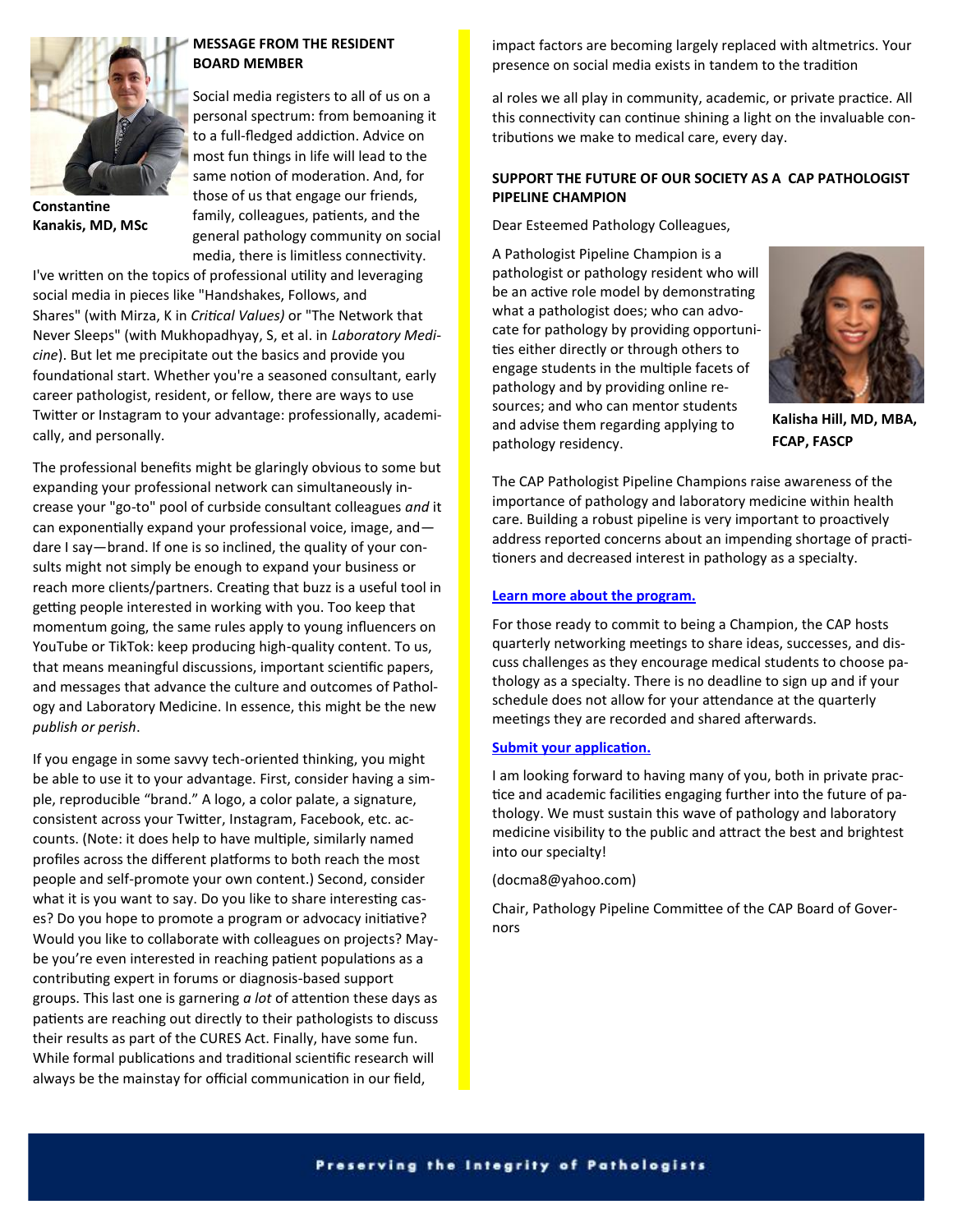## MESSAGE FROM THE RESIDENT BOARD MEMBER

**Constantine Kanakis, MD, MSc**

Social media registers to all of us on a personal spectrum: from bemoaning it to a full-fledged addiction. Advice on most fun things in life will lead to the same notion of moderation. And, for those of us that engage our friends, family, colleagues, patients, and the general pathology community on social media, there is limitless connectivity. I've written on the topics of professional utility and leveraging social media in pieces like "Handshakes, Follows, and Shares" (with Mirza, K in *Critical Values)* or "The Network that Never Sleeps" (with Mukhopadhyay, S, et al. in *Laboratory Medicine*). But let me precipitate out the basics and provide you foundational start. Whether you're a seasoned consultant, early career pathologist, resident, or fellow, there are ways to use Twitter or Instagram to your advantage: professionally, academically, and personally.

The professional benefits might be glaringly obvious to some but expanding your professional network can simultaneously increase your "go-to" pool of curbside consultant colleagues *and* it can exponentially expand your professional voice, image, and—dare I say—brand. If one is so inclined, the quality of your consults might not simply be enough to expand your business or reach more clients/partners. Creating that buzz is a useful tool in getting people interested in working with you. Too keep that momentum going, the same rules apply to young influencers on YouTube or TikTok: keep producing high-quality content. To us, that means meaningful discussions, important scientific papers, and messages that advance the culture and outcomes of Pathology and Laboratory Medicine. In essence, this might be the new *publish or perish*.

If you engage in some savvy tech-oriented thinking, you might be able to use it to your advantage. First, consider having a simple, reproducible "brand." A logo, a color palate, a signature, consistent across your Twitter, Instagram, Facebook, etc. accounts. (Note: it does help to have multiple, similarly named profiles across the different platforms to both reach the most people and self-promote your own content.) Second, consider what it is you want to say. Do you like to share interesting cases? Do you hope to promote a program or advocacy initiative? Would you like to collaborate with colleagues on projects? Maybe you're even interested in reaching patient populations as a contributing expert in forums or diagnosis-based support groups. This last one is garnering *a lot* of attention these days as patients are reaching out directly to their pathologists to discuss their results as part of the CURES Act. Finally, have some fun. While formal publications and traditional scientific research will always be the mainstay for official communication in our field, impact factors are becoming largely replaced with altmetrics. Your presence on social media exists in tandem to the tradition

al roles we all play in community, academic, or private practice. All this connectivity can continue shining a light on the invaluable contributions we make to medical care, every day.

## SUPPORT THE FUTURE OF OUR SOCIETY AS A CAP PATHOLOGIST PIPELINE CHAMPION

Dear Esteemed Pathology Colleagues,

A Pathologist Pipeline Champion is a pathologist or pathology resident who will be an active role model by demonstrating what a pathologist does; who can advocate for pathology by providing opportunities either directly or through others to engage students in the multiple facets of pathology and by providing online resources; and who can mentor students and advise them regarding applying to pathology residency.

**Kalisha Hill, MD, MBA, FCAP, FASCP**

The CAP Pathologist Pipeline Champions raise awareness of the importance of pathology and laboratory medicine within health care. Building a robust pipeline is very important to proactively address reported concerns about an impending shortage of practitioners and decreased interest in pathology as a specialty.

**Learn more about the program.**

For those ready to commit to being a Champion, the CAP hosts quarterly networking meetings to share ideas, successes, and discuss challenges as they encourage medical students to choose pathology as a specialty. There is no deadline to sign up and if your schedule does not allow for your attendance at the quarterly meetings they are recorded and shared afterwards.

**Submit your application.**

I am looking forward to having many of you, both in private practice and academic facilities engaging further into the future of pathology. We must sustain this wave of pathology and laboratory medicine visibility to the public and attract the best and brightest into our specialty!

(docma8@yahoo.com)

Chair, Pathology Pipeline Committee of the CAP Board of Governors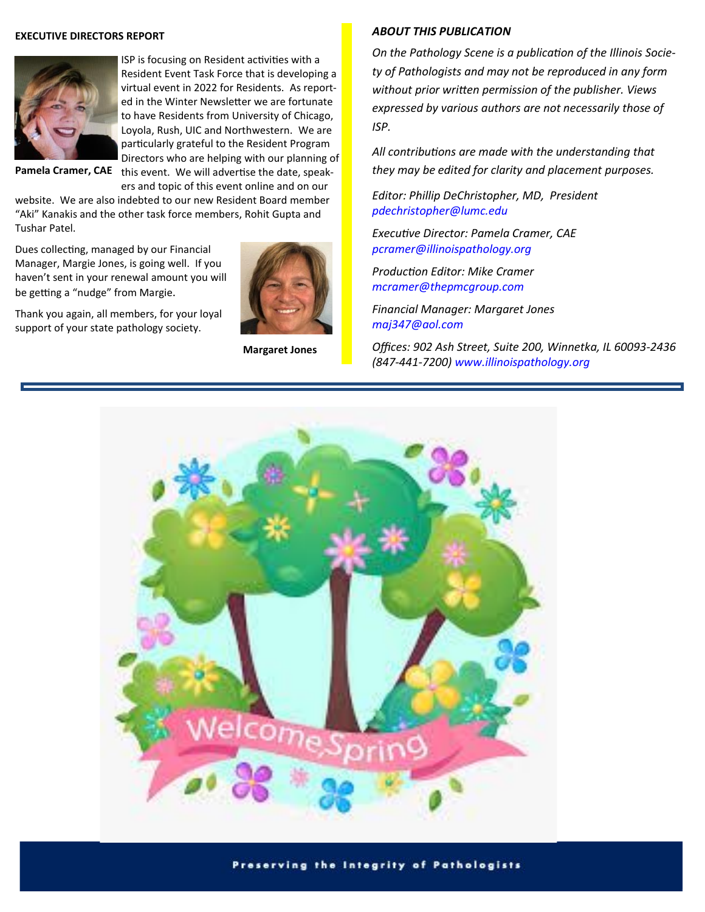**EXECUTIVE DIRECTORS REPORT**

**Pamela Cramer, CAE**

ISP is focusing on Resident activities with a Resident Event Task Force that is developing a virtual event in 2022 for Residents. As reported in the Winter Newsletter we are fortunate to have Residents from University of Chicago, Loyola, Rush, UIC and Northwestern. We are particularly grateful to the Resident Program Directors who are helping with our planning of this event. We will advertise the date, speakers and topic of this event online and on our website. We are also indebted to our new Resident Board member "Aki" Kanakis and the other task force members, Rohit Gupta and Tushar Patel.

Dues collecting, managed by our Financial Manager, Margie Jones, is going well. If you haven't sent in your renewal amount you will be getting a "nudge" from Margie.

Thank you again, all members, for your loyal support of your state pathology society.

**Margaret Jones**

***ABOUT THIS PUBLICATION***

*On the Pathology Scene is a publication of the Illinois Society of Pathologists and may not be reproduced in any form without prior written permission of the publisher. Views expressed by various authors are not necessarily those of ISP.*

*All contributions are made with the understanding that they may be edited for clarity and placement purposes.*

*Editor: Phillip DeChristopher, MD, President*
*pdechristopher@lumc.edu*

*Executive Director: Pamela Cramer, CAE*
*pcramer@illinoispathology.org*

*Production Editor: Mike Cramer*
*mcramer@thepmcgroup.com*

*Financial Manager: Margaret Jones*
*maj347@aol.com*

*Offices: 902 Ash Street, Suite 200, Winnetka, IL 60093-2436 (847-441-7200) www.illinoispathology.org*

Welcome Spring